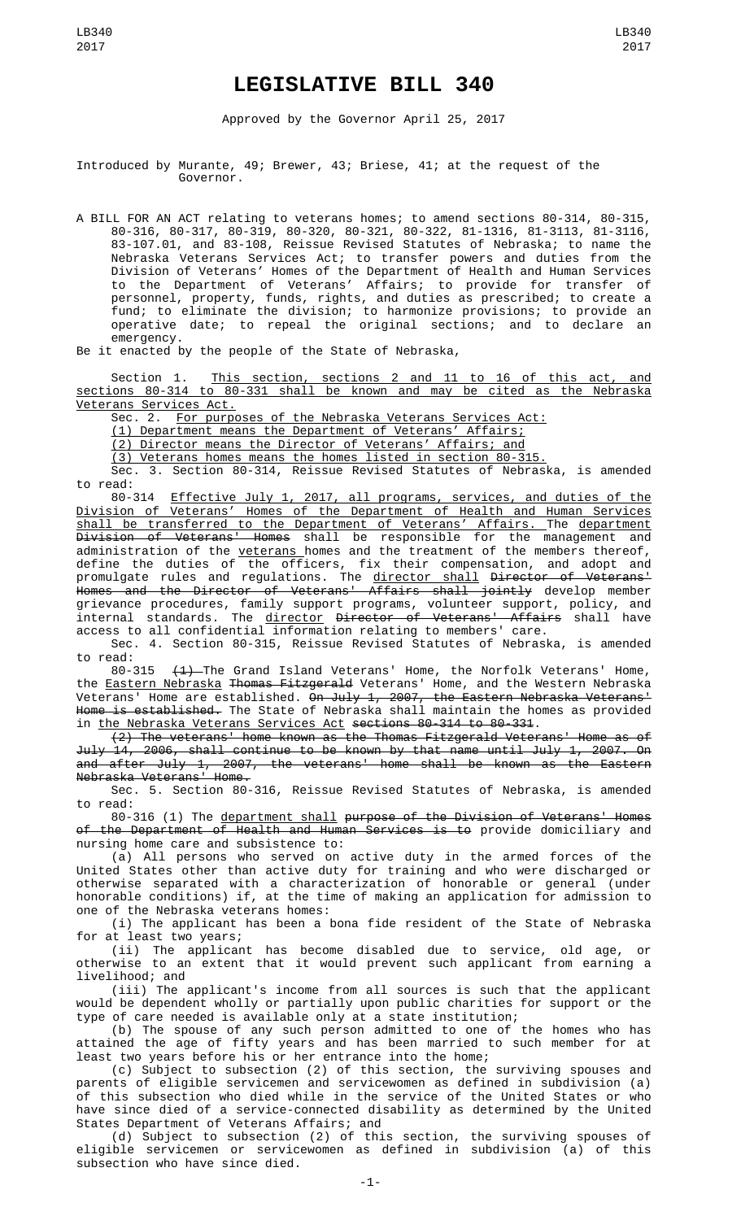# LEGISLATIVE BILL 340

Approved by the Governor April 25, 2017

Introduced by Murante, 49; Brewer, 43; Briese, 41; at the request of the Governor.

A BILL FOR AN ACT relating to veterans homes; to amend sections 80-314, 80-315, 80-316, 80-317, 80-319, 80-320, 80-321, 80-322, 81-1316, 81-3113, 81-3116, 83-107.01, and 83-108, Reissue Revised Statutes of Nebraska; to name the Nebraska Veterans Services Act; to transfer powers and duties from the Division of Veterans' Homes of the Department of Health and Human Services to the Department of Veterans' Affairs; to provide for transfer of personnel, property, funds, rights, and duties as prescribed; to create a fund; to eliminate the division; to harmonize provisions; to provide an operative date; to repeal the original sections; and to declare an emergency.

Be it enacted by the people of the State of Nebraska,

Section 1. <u>This section, sections 2 and 11 to 16 of this act, and sections 80-314 to 80-331 shall be known and may be cited as the Nebraska Veterans Services Act.</u>

Sec. 2. <u>For purposes of the Nebraska Veterans Services Act:</u>

<u>(1) Department means the Department of Veterans' Affairs;</u>

<u>(2) Director means the Director of Veterans' Affairs; and</u>

<u>(3) Veterans homes means the homes listed in section 80-315.</u>

Sec. 3. Section 80-314, Reissue Revised Statutes of Nebraska, is amended to read:

80-314 <u>Effective July 1, 2017, all programs, services, and duties of the Division of Veterans' Homes of the Department of Health and Human Services shall be transferred to the Department of Veterans' Affairs.</u> The <u>department</u> ~~Division of Veterans' Homes~~ shall be responsible for the management and administration of the <u>veterans</u> homes and the treatment of the members thereof, define the duties of the officers, fix their compensation, and adopt and promulgate rules and regulations. The <u>director shall</u> ~~Director of Veterans' Homes and the Director of Veterans' Affairs shall jointly~~ develop member grievance procedures, family support programs, volunteer support, policy, and internal standards. The <u>director</u> ~~Director of Veterans' Affairs~~ shall have access to all confidential information relating to members' care.

Sec. 4. Section 80-315, Reissue Revised Statutes of Nebraska, is amended to read:

80-315 ~~(1)~~ The Grand Island Veterans' Home, the Norfolk Veterans' Home, the <u>Eastern Nebraska</u> ~~Thomas Fitzgerald~~ Veterans' Home, and the Western Nebraska Veterans' Home are established. ~~On July 1, 2007, the Eastern Nebraska Veterans' Home is established.~~ The State of Nebraska shall maintain the homes as provided in <u>the Nebraska Veterans Services Act</u> ~~sections 80-314 to 80-331~~.

~~(2) The veterans' home known as the Thomas Fitzgerald Veterans' Home as of July 14, 2006, shall continue to be known by that name until July 1, 2007. On and after July 1, 2007, the veterans' home shall be known as the Eastern Nebraska Veterans' Home.~~

Sec. 5. Section 80-316, Reissue Revised Statutes of Nebraska, is amended to read:

80-316 (1) The <u>department shall</u> ~~purpose of the Division of Veterans' Homes of the Department of Health and Human Services is to~~ provide domiciliary and nursing home care and subsistence to:

(a) All persons who served on active duty in the armed forces of the United States other than active duty for training and who were discharged or otherwise separated with a characterization of honorable or general (under honorable conditions) if, at the time of making an application for admission to one of the Nebraska veterans homes:

(i) The applicant has been a bona fide resident of the State of Nebraska for at least two years;

(ii) The applicant has become disabled due to service, old age, or otherwise to an extent that it would prevent such applicant from earning a livelihood; and

(iii) The applicant's income from all sources is such that the applicant would be dependent wholly or partially upon public charities for support or the type of care needed is available only at a state institution;

(b) The spouse of any such person admitted to one of the homes who has attained the age of fifty years and has been married to such member for at least two years before his or her entrance into the home;

(c) Subject to subsection (2) of this section, the surviving spouses and parents of eligible servicemen and servicewomen as defined in subdivision (a) of this subsection who died while in the service of the United States or who have since died of a service-connected disability as determined by the United States Department of Veterans Affairs; and

(d) Subject to subsection (2) of this section, the surviving spouses of eligible servicemen or servicewomen as defined in subdivision (a) of this subsection who have since died.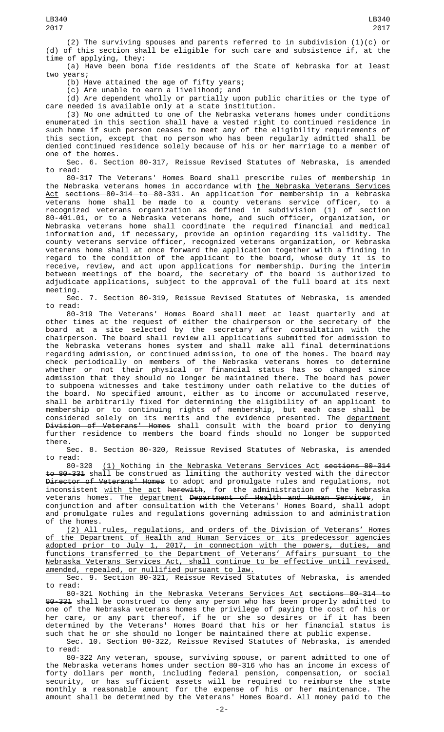(2) The surviving spouses and parents referred to in subdivision (1)(c) or (d) of this section shall be eligible for such care and subsistence if, at the time of applying, they:

(a) Have been bona fide residents of the State of Nebraska for at least two years;

(b) Have attained the age of fifty years;

(c) Are unable to earn a livelihood; and

(d) Are dependent wholly or partially upon public charities or the type of care needed is available only at a state institution.

(3) No one admitted to one of the Nebraska veterans homes under conditions enumerated in this section shall have a vested right to continued residence in such home if such person ceases to meet any of the eligibility requirements of this section, except that no person who has been regularly admitted shall be denied continued residence solely because of his or her marriage to a member of one of the homes.

Sec. 6. Section 80-317, Reissue Revised Statutes of Nebraska, is amended to read:

80-317 The Veterans' Homes Board shall prescribe rules of membership in the Nebraska veterans homes in accordance with <u>the Nebraska Veterans Services Act</u> ~~sections 80-314 to 80-331~~. An application for membership in a Nebraska veterans home shall be made to a county veterans service officer, to a recognized veterans organization as defined in subdivision (1) of section 80-401.01, or to a Nebraska veterans home, and such officer, organization, or Nebraska veterans home shall coordinate the required financial and medical information and, if necessary, provide an opinion regarding its validity. The county veterans service officer, recognized veterans organization, or Nebraska veterans home shall at once forward the application together with a finding in regard to the condition of the applicant to the board, whose duty it is to receive, review, and act upon applications for membership. During the interim between meetings of the board, the secretary of the board is authorized to adjudicate applications, subject to the approval of the full board at its next meeting.

Sec. 7. Section 80-319, Reissue Revised Statutes of Nebraska, is amended to read:

80-319 The Veterans' Homes Board shall meet at least quarterly and at other times at the request of either the chairperson or the secretary of the board at a site selected by the secretary after consultation with the chairperson. The board shall review all applications submitted for admission to the Nebraska veterans homes system and shall make all final determinations regarding admission, or continued admission, to one of the homes. The board may check periodically on members of the Nebraska veterans homes to determine whether or not their physical or financial status has so changed since admission that they should no longer be maintained there. The board has power to subpoena witnesses and take testimony under oath relative to the duties of the board. No specified amount, either as to income or accumulated reserve, shall be arbitrarily fixed for determining the eligibility of an applicant to membership or to continuing rights of membership, but each case shall be considered solely on its merits and the evidence presented. The <u>department</u> ~~Division of Veterans' Homes~~ shall consult with the board prior to denying further residence to members the board finds should no longer be supported there.

Sec. 8. Section 80-320, Reissue Revised Statutes of Nebraska, is amended to read:

80-320 <u>(1)</u> Nothing in <u>the Nebraska Veterans Services Act</u> ~~sections 80-314 to 80-331~~ shall be construed as limiting the authority vested with the <u>director</u> ~~Director of Veterans' Homes~~ to adopt and promulgate rules and regulations, not inconsistent <u>with the act</u> ~~herewith~~, for the administration of the Nebraska veterans homes. The <u>department</u> ~~Department of Health and Human Services~~, in conjunction and after consultation with the Veterans' Homes Board, shall adopt and promulgate rules and regulations governing admission to and administration of the homes.

<u>(2) All rules, regulations, and orders of the Division of Veterans' Homes of the Department of Health and Human Services or its predecessor agencies adopted prior to July 1, 2017, in connection with the powers, duties, and functions transferred to the Department of Veterans' Affairs pursuant to the Nebraska Veterans Services Act, shall continue to be effective until revised, amended, repealed, or nullified pursuant to law.</u>

Sec. 9. Section 80-321, Reissue Revised Statutes of Nebraska, is amended to read:

80-321 Nothing in <u>the Nebraska Veterans Services Act</u> ~~sections 80-314 to 80-331~~ shall be construed to deny any person who has been properly admitted to one of the Nebraska veterans homes the privilege of paying the cost of his or her care, or any part thereof, if he or she so desires or if it has been determined by the Veterans' Homes Board that his or her financial status is such that he or she should no longer be maintained there at public expense.

Sec. 10. Section 80-322, Reissue Revised Statutes of Nebraska, is amended to read:

80-322 Any veteran, spouse, surviving spouse, or parent admitted to one of the Nebraska veterans homes under section 80-316 who has an income in excess of forty dollars per month, including federal pension, compensation, or social security, or has sufficient assets will be required to reimburse the state monthly a reasonable amount for the expense of his or her maintenance. The amount shall be determined by the Veterans' Homes Board. All money paid to the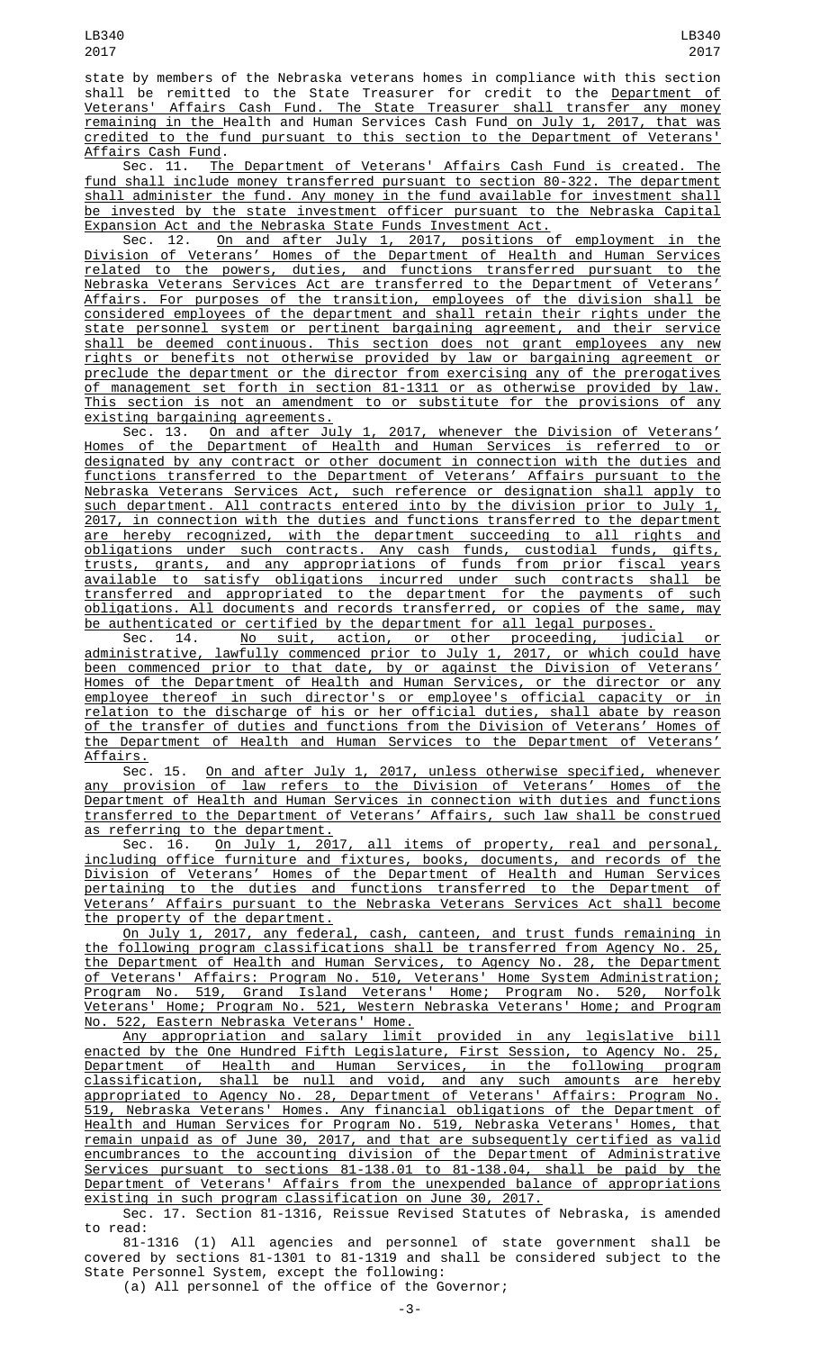state by members of the Nebraska veterans homes in compliance with this section shall be remitted to the State Treasurer for credit to the Department of Veterans' Affairs Cash Fund. The State Treasurer shall transfer any money remaining in the Health and Human Services Cash Fund on July 1, 2017, that was credited to the fund pursuant to this section to the Department of Veterans' Affairs Cash Fund.

Sec. 11. The Department of Veterans' Affairs Cash Fund is created. The fund shall include money transferred pursuant to section 80-322. The department shall administer the fund. Any money in the fund available for investment shall be invested by the state investment officer pursuant to the Nebraska Capital Expansion Act and the Nebraska State Funds Investment Act.

Sec. 12. On and after July 1, 2017, positions of employment in the Division of Veterans' Homes of the Department of Health and Human Services related to the powers, duties, and functions transferred pursuant to the Nebraska Veterans Services Act are transferred to the Department of Veterans' Affairs. For purposes of the transition, employees of the division shall be considered employees of the department and shall retain their rights under the state personnel system or pertinent bargaining agreement, and their service shall be deemed continuous. This section does not grant employees any new rights or benefits not otherwise provided by law or bargaining agreement or preclude the department or the director from exercising any of the prerogatives of management set forth in section 81-1311 or as otherwise provided by law. This section is not an amendment to or substitute for the provisions of any existing bargaining agreements.

Sec. 13. On and after July 1, 2017, whenever the Division of Veterans' Homes of the Department of Health and Human Services is referred to or designated by any contract or other document in connection with the duties and functions transferred to the Department of Veterans' Affairs pursuant to the Nebraska Veterans Services Act, such reference or designation shall apply to such department. All contracts entered into by the division prior to July 1, 2017, in connection with the duties and functions transferred to the department are hereby recognized, with the department succeeding to all rights and obligations under such contracts. Any cash funds, custodial funds, gifts, trusts, grants, and any appropriations of funds from prior fiscal years available to satisfy obligations incurred under such contracts shall be transferred and appropriated to the department for the payments of such obligations. All documents and records transferred, or copies of the same, may be authenticated or certified by the department for all legal purposes.

Sec. 14. No suit, action, or other proceeding, judicial or administrative, lawfully commenced prior to July 1, 2017, or which could have been commenced prior to that date, by or against the Division of Veterans' Homes of the Department of Health and Human Services, or the director or any employee thereof in such director's or employee's official capacity or in relation to the discharge of his or her official duties, shall abate by reason of the transfer of duties and functions from the Division of Veterans' Homes of the Department of Health and Human Services to the Department of Veterans' Affairs.

Sec. 15. On and after July 1, 2017, unless otherwise specified, whenever any provision of law refers to the Division of Veterans' Homes of the Department of Health and Human Services in connection with duties and functions transferred to the Department of Veterans' Affairs, such law shall be construed as referring to the department.

Sec. 16. On July 1, 2017, all items of property, real and personal, including office furniture and fixtures, books, documents, and records of the Division of Veterans' Homes of the Department of Health and Human Services pertaining to the duties and functions transferred to the Department of Veterans' Affairs pursuant to the Nebraska Veterans Services Act shall become the property of the department.

On July 1, 2017, any federal, cash, canteen, and trust funds remaining in the following program classifications shall be transferred from Agency No. 25, the Department of Health and Human Services, to Agency No. 28, the Department of Veterans' Affairs: Program No. 510, Veterans' Home System Administration; Program No. 519, Grand Island Veterans' Home; Program No. 520, Norfolk Veterans' Home; Program No. 521, Western Nebraska Veterans' Home; and Program No. 522, Eastern Nebraska Veterans' Home.

Any appropriation and salary limit provided in any legislative bill enacted by the One Hundred Fifth Legislature, First Session, to Agency No. 25, Department of Health and Human Services, in the following program classification, shall be null and void, and any such amounts are hereby appropriated to Agency No. 28, Department of Veterans' Affairs: Program No. 519, Nebraska Veterans' Homes. Any financial obligations of the Department of Health and Human Services for Program No. 519, Nebraska Veterans' Homes, that remain unpaid as of June 30, 2017, and that are subsequently certified as valid encumbrances to the accounting division of the Department of Administrative Services pursuant to sections 81-138.01 to 81-138.04, shall be paid by the Department of Veterans' Affairs from the unexpended balance of appropriations existing in such program classification on June 30, 2017.

Sec. 17. Section 81-1316, Reissue Revised Statutes of Nebraska, is amended to read:

81-1316 (1) All agencies and personnel of state government shall be covered by sections 81-1301 to 81-1319 and shall be considered subject to the State Personnel System, except the following:

(a) All personnel of the office of the Governor;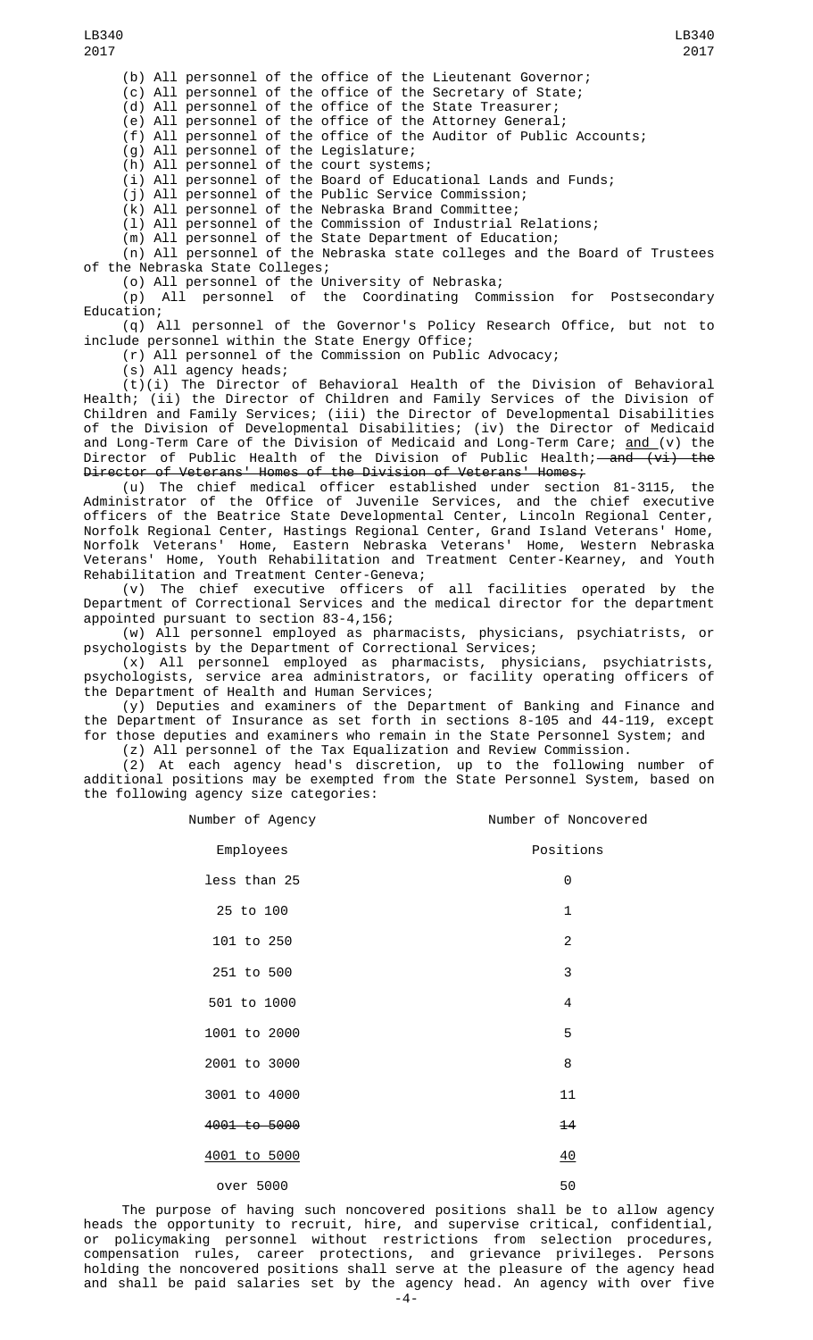(b) All personnel of the office of the Lieutenant Governor;

(c) All personnel of the office of the Secretary of State;

(d) All personnel of the office of the State Treasurer;

(e) All personnel of the office of the Attorney General;

(f) All personnel of the office of the Auditor of Public Accounts;

(g) All personnel of the Legislature;

(h) All personnel of the court systems;

(i) All personnel of the Board of Educational Lands and Funds;

(j) All personnel of the Public Service Commission;

(k) All personnel of the Nebraska Brand Committee;

(l) All personnel of the Commission of Industrial Relations;

(m) All personnel of the State Department of Education;

(n) All personnel of the Nebraska state colleges and the Board of Trustees of the Nebraska State Colleges;

(o) All personnel of the University of Nebraska;

(p) All personnel of the Coordinating Commission for Postsecondary Education;

(q) All personnel of the Governor's Policy Research Office, but not to include personnel within the State Energy Office;

(r) All personnel of the Commission on Public Advocacy;

(s) All agency heads;

(t)(i) The Director of Behavioral Health of the Division of Behavioral Health; (ii) the Director of Children and Family Services of the Division of Children and Family Services; (iii) the Director of Developmental Disabilities of the Division of Developmental Disabilities; (iv) the Director of Medicaid and Long-Term Care of the Division of Medicaid and Long-Term Care; <u>and</u> (v) the Director of Public Health of the Division of Public Health;~~ and (vi) the Director of Veterans' Homes of the Division of Veterans' Homes~~;

(u) The chief medical officer established under section 81-3115, the Administrator of the Office of Juvenile Services, and the chief executive officers of the Beatrice State Developmental Center, Lincoln Regional Center, Norfolk Regional Center, Hastings Regional Center, Grand Island Veterans' Home, Norfolk Veterans' Home, Eastern Nebraska Veterans' Home, Western Nebraska Veterans' Home, Youth Rehabilitation and Treatment Center-Kearney, and Youth Rehabilitation and Treatment Center-Geneva;

(v) The chief executive officers of all facilities operated by the Department of Correctional Services and the medical director for the department appointed pursuant to section 83-4,156;

(w) All personnel employed as pharmacists, physicians, psychiatrists, or psychologists by the Department of Correctional Services;

(x) All personnel employed as pharmacists, physicians, psychiatrists, psychologists, service area administrators, or facility operating officers of the Department of Health and Human Services;

(y) Deputies and examiners of the Department of Banking and Finance and the Department of Insurance as set forth in sections 8-105 and 44-119, except for those deputies and examiners who remain in the State Personnel System; and

(z) All personnel of the Tax Equalization and Review Commission.

(2) At each agency head's discretion, up to the following number of additional positions may be exempted from the State Personnel System, based on the following agency size categories:

| Number of Agency Employees | Number of Noncovered Positions |
|---|---|
| less than 25 | 0 |
| 25 to 100 | 1 |
| 101 to 250 | 2 |
| 251 to 500 | 3 |
| 501 to 1000 | 4 |
| 1001 to 2000 | 5 |
| 2001 to 3000 | 8 |
| 3001 to 4000 | 11 |
| ~~4001 to 5000~~ | ~~14~~ |
| <u>4001 to 5000</u> | <u>40</u> |
| over 5000 | 50 |

The purpose of having such noncovered positions shall be to allow agency heads the opportunity to recruit, hire, and supervise critical, confidential, or policymaking personnel without restrictions from selection procedures, compensation rules, career protections, and grievance privileges. Persons holding the noncovered positions shall serve at the pleasure of the agency head and shall be paid salaries set by the agency head. An agency with over five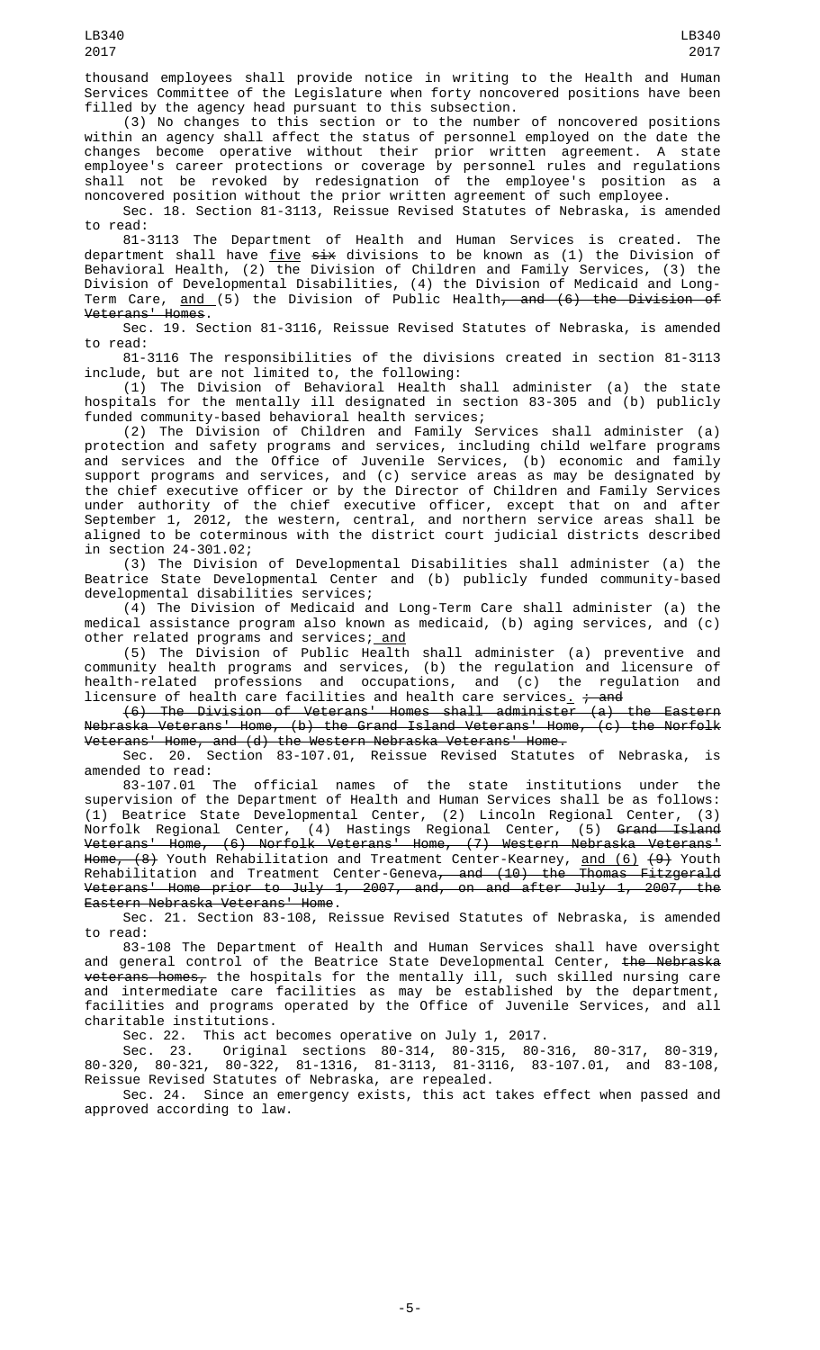thousand employees shall provide notice in writing to the Health and Human Services Committee of the Legislature when forty noncovered positions have been filled by the agency head pursuant to this subsection.

(3) No changes to this section or to the number of noncovered positions within an agency shall affect the status of personnel employed on the date the changes become operative without their prior written agreement. A state employee's career protections or coverage by personnel rules and regulations shall not be revoked by redesignation of the employee's position as a noncovered position without the prior written agreement of such employee.

Sec. 18. Section 81-3113, Reissue Revised Statutes of Nebraska, is amended to read:

81-3113 The Department of Health and Human Services is created. The department shall have five six divisions to be known as (1) the Division of Behavioral Health, (2) the Division of Children and Family Services, (3) the Division of Developmental Disabilities, (4) the Division of Medicaid and Long-Term Care, and (5) the Division of Public Health, and (6) the Division of Veterans' Homes.

Sec. 19. Section 81-3116, Reissue Revised Statutes of Nebraska, is amended to read:

81-3116 The responsibilities of the divisions created in section 81-3113 include, but are not limited to, the following:

(1) The Division of Behavioral Health shall administer (a) the state hospitals for the mentally ill designated in section 83-305 and (b) publicly funded community-based behavioral health services;

(2) The Division of Children and Family Services shall administer (a) protection and safety programs and services, including child welfare programs and services and the Office of Juvenile Services, (b) economic and family support programs and services, and (c) service areas as may be designated by the chief executive officer or by the Director of Children and Family Services under authority of the chief executive officer, except that on and after September 1, 2012, the western, central, and northern service areas shall be aligned to be coterminous with the district court judicial districts described in section 24-301.02;

(3) The Division of Developmental Disabilities shall administer (a) the Beatrice State Developmental Center and (b) publicly funded community-based developmental disabilities services;

(4) The Division of Medicaid and Long-Term Care shall administer (a) the medical assistance program also known as medicaid, (b) aging services, and (c) other related programs and services; and

(5) The Division of Public Health shall administer (a) preventive and community health programs and services, (b) the regulation and licensure of health-related professions and occupations, and (c) the regulation and licensure of health care facilities and health care services. ; and

(6) The Division of Veterans' Homes shall administer (a) the Eastern Nebraska Veterans' Home, (b) the Grand Island Veterans' Home, (c) the Norfolk Veterans' Home, and (d) the Western Nebraska Veterans' Home.

Sec. 20. Section 83-107.01, Reissue Revised Statutes of Nebraska, is amended to read:

83-107.01 The official names of the state institutions under the supervision of the Department of Health and Human Services shall be as follows: (1) Beatrice State Developmental Center, (2) Lincoln Regional Center, (3) Norfolk Regional Center, (4) Hastings Regional Center, (5) Grand Island Veterans' Home, (6) Norfolk Veterans' Home, (7) Western Nebraska Veterans' Home, (8) Youth Rehabilitation and Treatment Center-Kearney, and (6) (9) Youth Rehabilitation and Treatment Center-Geneva, and (10) the Thomas Fitzgerald Veterans' Home prior to July 1, 2007, and, on and after July 1, 2007, the Eastern Nebraska Veterans' Home.

Sec. 21. Section 83-108, Reissue Revised Statutes of Nebraska, is amended to read:

83-108 The Department of Health and Human Services shall have oversight and general control of the Beatrice State Developmental Center, the Nebraska veterans homes, the hospitals for the mentally ill, such skilled nursing care and intermediate care facilities as may be established by the department, facilities and programs operated by the Office of Juvenile Services, and all charitable institutions.

Sec. 22. This act becomes operative on July 1, 2017.

Sec. 23. Original sections 80-314, 80-315, 80-316, 80-317, 80-319, 80-320, 80-321, 80-322, 81-1316, 81-3113, 81-3116, 83-107.01, and 83-108, Reissue Revised Statutes of Nebraska, are repealed.

Sec. 24. Since an emergency exists, this act takes effect when passed and approved according to law.